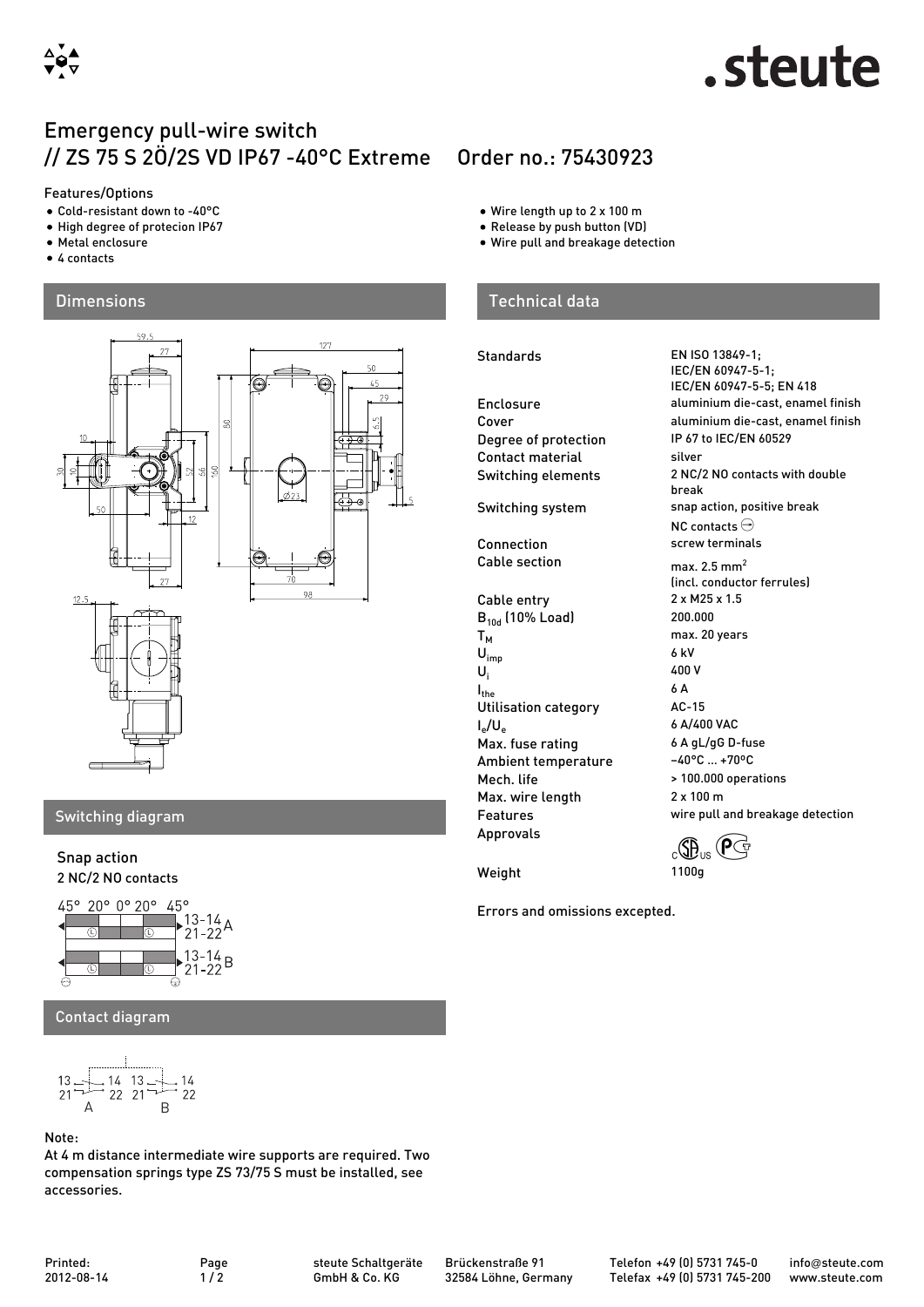# Emergency pull-wire switch
## // ZS 75 S 2Ö/2S VD IP67 -40°C Extreme    Order no.: 75430923

Features/Options

- Cold-resistant down to -40°C
- High degree of protecion IP67
- Metal enclosure
- 4 contacts
- Wire length up to 2 x 100 m
- Release by push button (VD)
- Wire pull and breakage detection

## Dimensions

## Switching diagram

Snap action
2 NC/2 NO contacts

45° 20° 0° 20° 45°

13-14 / 21-22 A

13-14 / 21-22 B

## Contact diagram

13 — 14 / 21 — 22 A    13 — 14 / 21 — 22 B

Note:
At 4 m distance intermediate wire supports are required. Two compensation springs type ZS 73/75 S must be installed, see accessories.

## Technical data

| | |
|---|---|
| Standards | EN ISO 13849-1; IEC/EN 60947-5-1; IEC/EN 60947-5-5; EN 418 |
| Enclosure | aluminium die-cast, enamel finish |
| Cover | aluminium die-cast, enamel finish |
| Degree of protection | IP 67 to IEC/EN 60529 |
| Contact material | silver |
| Switching elements | 2 NC/2 NO contacts with double break |
| Switching system | snap action, positive break NC contacts ⊖ |
| Connection | screw terminals |
| Cable section | max. 2.5 mm² (incl. conductor ferrules) |
| Cable entry | 2 x M25 x 1.5 |
| $B_{10d}$ (10% Load) | 200.000 |
| $T_M$ | max. 20 years |
| $U_{imp}$ | 6 kV |
| $U_i$ | 400 V |
| $I_{the}$ | 6 A |
| Utilisation category | AC-15 |
| $I_e/U_e$ | 6 A/400 VAC |
| Max. fuse rating | 6 A gL/gG D-fuse |
| Ambient temperature | −40°C ... +70°C |
| Mech. life | > 100.000 operations |
| Max. wire length | 2 x 100 m |
| Features | wire pull and breakage detection |
| Approvals | cSAus, PC |
| Weight | 1100g |

Errors and omissions excepted.